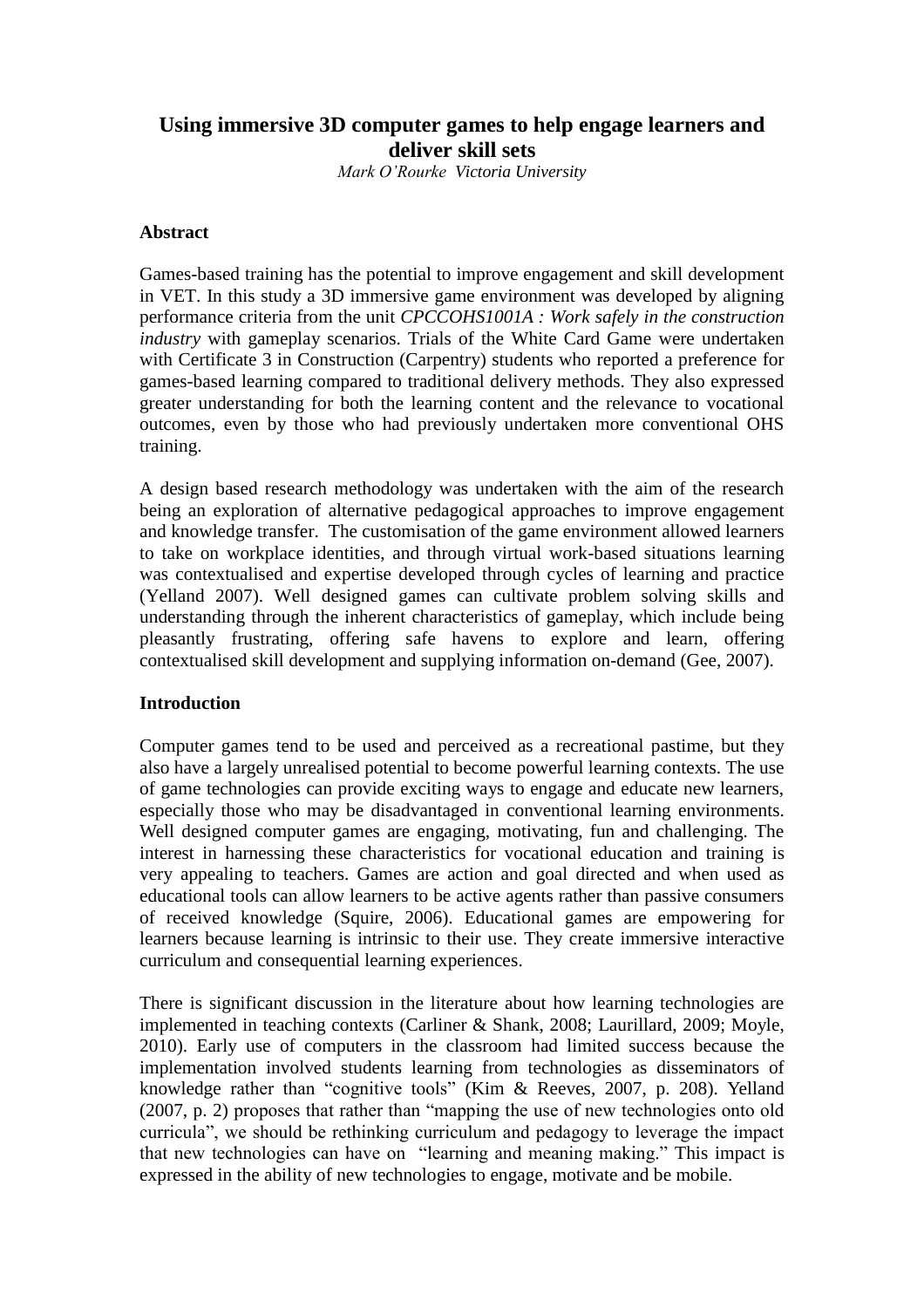# Using immersive 3D computer games to help engage learners and deliver skill sets

*Mark O'Rourke Victoria University*

## Abstract

Games-based training has the potential to improve engagement and skill development in VET. In this study a 3D immersive game environment was developed by aligning performance criteria from the unit *CPCCOHS1001A : Work safely in the construction industry* with gameplay scenarios. Trials of the White Card Game were undertaken with Certificate 3 in Construction (Carpentry) students who reported a preference for games-based learning compared to traditional delivery methods. They also expressed greater understanding for both the learning content and the relevance to vocational outcomes, even by those who had previously undertaken more conventional OHS training.

A design based research methodology was undertaken with the aim of the research being an exploration of alternative pedagogical approaches to improve engagement and knowledge transfer. The customisation of the game environment allowed learners to take on workplace identities, and through virtual work-based situations learning was contextualised and expertise developed through cycles of learning and practice (Yelland 2007). Well designed games can cultivate problem solving skills and understanding through the inherent characteristics of gameplay, which include being pleasantly frustrating, offering safe havens to explore and learn, offering contextualised skill development and supplying information on-demand (Gee, 2007).

## Introduction

Computer games tend to be used and perceived as a recreational pastime, but they also have a largely unrealised potential to become powerful learning contexts. The use of game technologies can provide exciting ways to engage and educate new learners, especially those who may be disadvantaged in conventional learning environments. Well designed computer games are engaging, motivating, fun and challenging. The interest in harnessing these characteristics for vocational education and training is very appealing to teachers. Games are action and goal directed and when used as educational tools can allow learners to be active agents rather than passive consumers of received knowledge (Squire, 2006). Educational games are empowering for learners because learning is intrinsic to their use. They create immersive interactive curriculum and consequential learning experiences.

There is significant discussion in the literature about how learning technologies are implemented in teaching contexts (Carliner & Shank, 2008; Laurillard, 2009; Moyle, 2010). Early use of computers in the classroom had limited success because the implementation involved students learning from technologies as disseminators of knowledge rather than "cognitive tools" (Kim & Reeves, 2007, p. 208). Yelland (2007, p. 2) proposes that rather than "mapping the use of new technologies onto old curricula", we should be rethinking curriculum and pedagogy to leverage the impact that new technologies can have on "learning and meaning making." This impact is expressed in the ability of new technologies to engage, motivate and be mobile.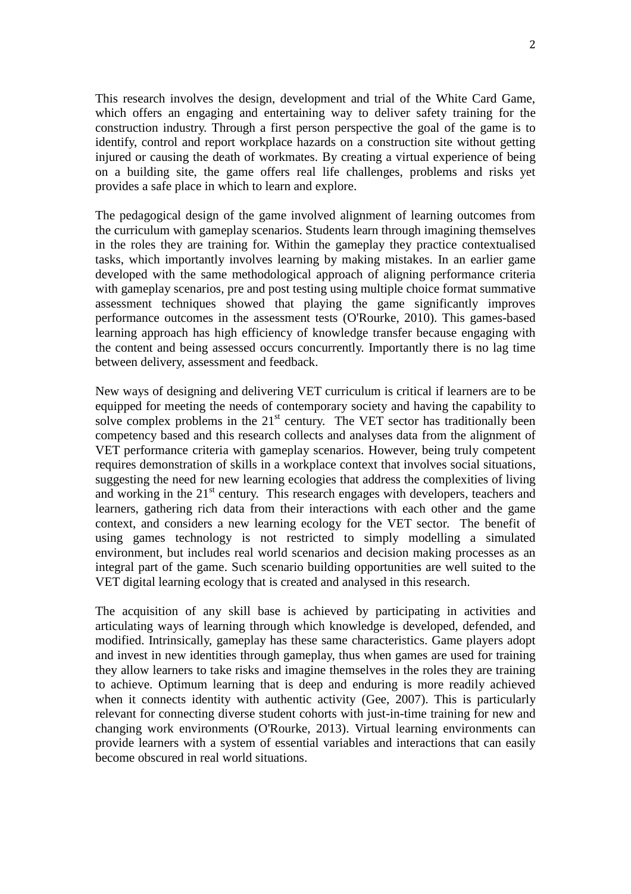This research involves the design, development and trial of the White Card Game, which offers an engaging and entertaining way to deliver safety training for the construction industry. Through a first person perspective the goal of the game is to identify, control and report workplace hazards on a construction site without getting injured or causing the death of workmates. By creating a virtual experience of being on a building site, the game offers real life challenges, problems and risks yet provides a safe place in which to learn and explore.

The pedagogical design of the game involved alignment of learning outcomes from the curriculum with gameplay scenarios. Students learn through imagining themselves in the roles they are training for. Within the gameplay they practice contextualised tasks, which importantly involves learning by making mistakes. In an earlier game developed with the same methodological approach of aligning performance criteria with gameplay scenarios, pre and post testing using multiple choice format summative assessment techniques showed that playing the game significantly improves performance outcomes in the assessment tests (O'Rourke, 2010). This games-based learning approach has high efficiency of knowledge transfer because engaging with the content and being assessed occurs concurrently. Importantly there is no lag time between delivery, assessment and feedback.

New ways of designing and delivering VET curriculum is critical if learners are to be equipped for meeting the needs of contemporary society and having the capability to solve complex problems in the 21st century. The VET sector has traditionally been competency based and this research collects and analyses data from the alignment of VET performance criteria with gameplay scenarios. However, being truly competent requires demonstration of skills in a workplace context that involves social situations, suggesting the need for new learning ecologies that address the complexities of living and working in the 21st century. This research engages with developers, teachers and learners, gathering rich data from their interactions with each other and the game context, and considers a new learning ecology for the VET sector. The benefit of using games technology is not restricted to simply modelling a simulated environment, but includes real world scenarios and decision making processes as an integral part of the game. Such scenario building opportunities are well suited to the VET digital learning ecology that is created and analysed in this research.

The acquisition of any skill base is achieved by participating in activities and articulating ways of learning through which knowledge is developed, defended, and modified. Intrinsically, gameplay has these same characteristics. Game players adopt and invest in new identities through gameplay, thus when games are used for training they allow learners to take risks and imagine themselves in the roles they are training to achieve. Optimum learning that is deep and enduring is more readily achieved when it connects identity with authentic activity (Gee, 2007). This is particularly relevant for connecting diverse student cohorts with just-in-time training for new and changing work environments (O'Rourke, 2013). Virtual learning environments can provide learners with a system of essential variables and interactions that can easily become obscured in real world situations.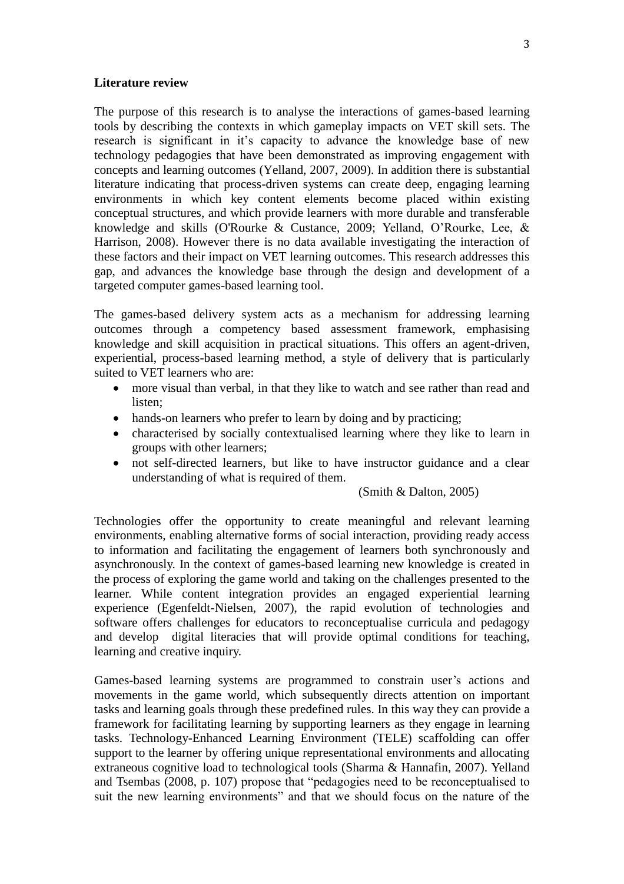**Literature review**

The purpose of this research is to analyse the interactions of games-based learning tools by describing the contexts in which gameplay impacts on VET skill sets. The research is significant in it's capacity to advance the knowledge base of new technology pedagogies that have been demonstrated as improving engagement with concepts and learning outcomes (Yelland, 2007, 2009). In addition there is substantial literature indicating that process-driven systems can create deep, engaging learning environments in which key content elements become placed within existing conceptual structures, and which provide learners with more durable and transferable knowledge and skills (O'Rourke & Custance, 2009; Yelland, O'Rourke, Lee, & Harrison, 2008). However there is no data available investigating the interaction of these factors and their impact on VET learning outcomes. This research addresses this gap, and advances the knowledge base through the design and development of a targeted computer games-based learning tool.

The games-based delivery system acts as a mechanism for addressing learning outcomes through a competency based assessment framework, emphasising knowledge and skill acquisition in practical situations. This offers an agent-driven, experiential, process-based learning method, a style of delivery that is particularly suited to VET learners who are:

- more visual than verbal, in that they like to watch and see rather than read and listen;
- hands-on learners who prefer to learn by doing and by practicing;
- characterised by socially contextualised learning where they like to learn in groups with other learners;
- not self-directed learners, but like to have instructor guidance and a clear understanding of what is required of them.

(Smith & Dalton, 2005)

Technologies offer the opportunity to create meaningful and relevant learning environments, enabling alternative forms of social interaction, providing ready access to information and facilitating the engagement of learners both synchronously and asynchronously. In the context of games-based learning new knowledge is created in the process of exploring the game world and taking on the challenges presented to the learner. While content integration provides an engaged experiential learning experience (Egenfeldt-Nielsen, 2007), the rapid evolution of technologies and software offers challenges for educators to reconceptualise curricula and pedagogy and develop digital literacies that will provide optimal conditions for teaching, learning and creative inquiry.

Games-based learning systems are programmed to constrain user's actions and movements in the game world, which subsequently directs attention on important tasks and learning goals through these predefined rules. In this way they can provide a framework for facilitating learning by supporting learners as they engage in learning tasks. Technology-Enhanced Learning Environment (TELE) scaffolding can offer support to the learner by offering unique representational environments and allocating extraneous cognitive load to technological tools (Sharma & Hannafin, 2007). Yelland and Tsembas (2008, p. 107) propose that "pedagogies need to be reconceptualised to suit the new learning environments" and that we should focus on the nature of the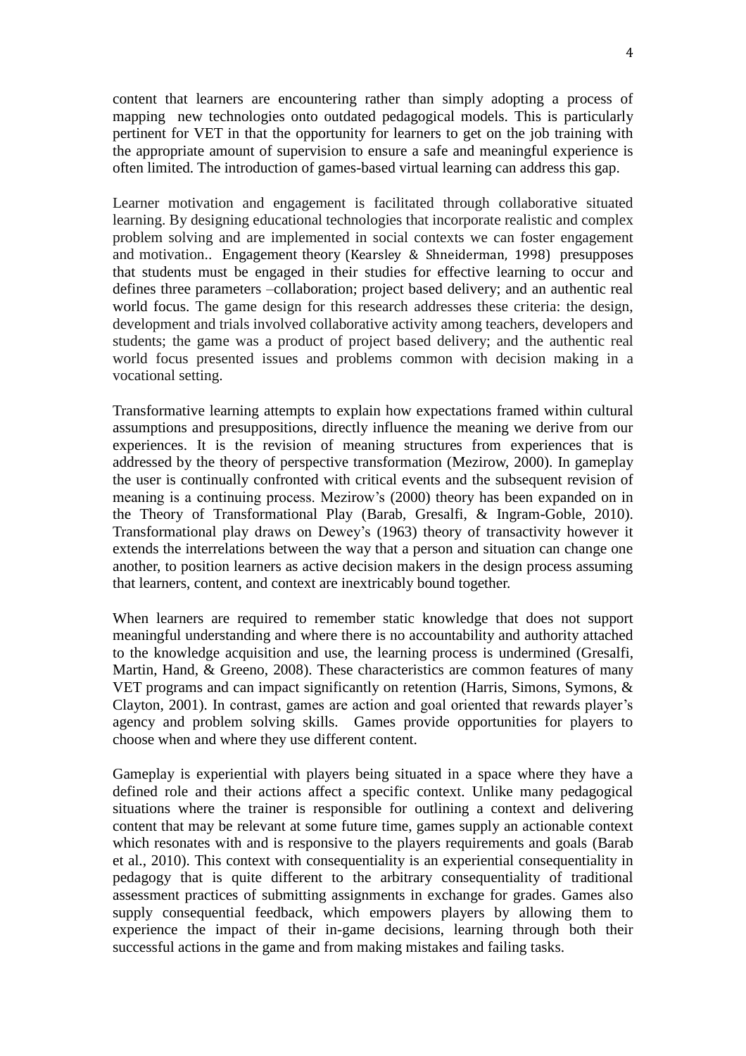content that learners are encountering rather than simply adopting a process of mapping new technologies onto outdated pedagogical models. This is particularly pertinent for VET in that the opportunity for learners to get on the job training with the appropriate amount of supervision to ensure a safe and meaningful experience is often limited. The introduction of games-based virtual learning can address this gap.

Learner motivation and engagement is facilitated through collaborative situated learning. By designing educational technologies that incorporate realistic and complex problem solving and are implemented in social contexts we can foster engagement and motivation.. Engagement theory (Kearsley & Shneiderman, 1998) presupposes that students must be engaged in their studies for effective learning to occur and defines three parameters –collaboration; project based delivery; and an authentic real world focus. The game design for this research addresses these criteria: the design, development and trials involved collaborative activity among teachers, developers and students; the game was a product of project based delivery; and the authentic real world focus presented issues and problems common with decision making in a vocational setting.

Transformative learning attempts to explain how expectations framed within cultural assumptions and presuppositions, directly influence the meaning we derive from our experiences. It is the revision of meaning structures from experiences that is addressed by the theory of perspective transformation (Mezirow, 2000). In gameplay the user is continually confronted with critical events and the subsequent revision of meaning is a continuing process. Mezirow's (2000) theory has been expanded on in the Theory of Transformational Play (Barab, Gresalfi, & Ingram-Goble, 2010). Transformational play draws on Dewey's (1963) theory of transactivity however it extends the interrelations between the way that a person and situation can change one another, to position learners as active decision makers in the design process assuming that learners, content, and context are inextricably bound together.

When learners are required to remember static knowledge that does not support meaningful understanding and where there is no accountability and authority attached to the knowledge acquisition and use, the learning process is undermined (Gresalfi, Martin, Hand, & Greeno, 2008). These characteristics are common features of many VET programs and can impact significantly on retention (Harris, Simons, Symons, & Clayton, 2001). In contrast, games are action and goal oriented that rewards player's agency and problem solving skills. Games provide opportunities for players to choose when and where they use different content.

Gameplay is experiential with players being situated in a space where they have a defined role and their actions affect a specific context. Unlike many pedagogical situations where the trainer is responsible for outlining a context and delivering content that may be relevant at some future time, games supply an actionable context which resonates with and is responsive to the players requirements and goals (Barab et al., 2010). This context with consequentiality is an experiential consequentiality in pedagogy that is quite different to the arbitrary consequentiality of traditional assessment practices of submitting assignments in exchange for grades. Games also supply consequential feedback, which empowers players by allowing them to experience the impact of their in-game decisions, learning through both their successful actions in the game and from making mistakes and failing tasks.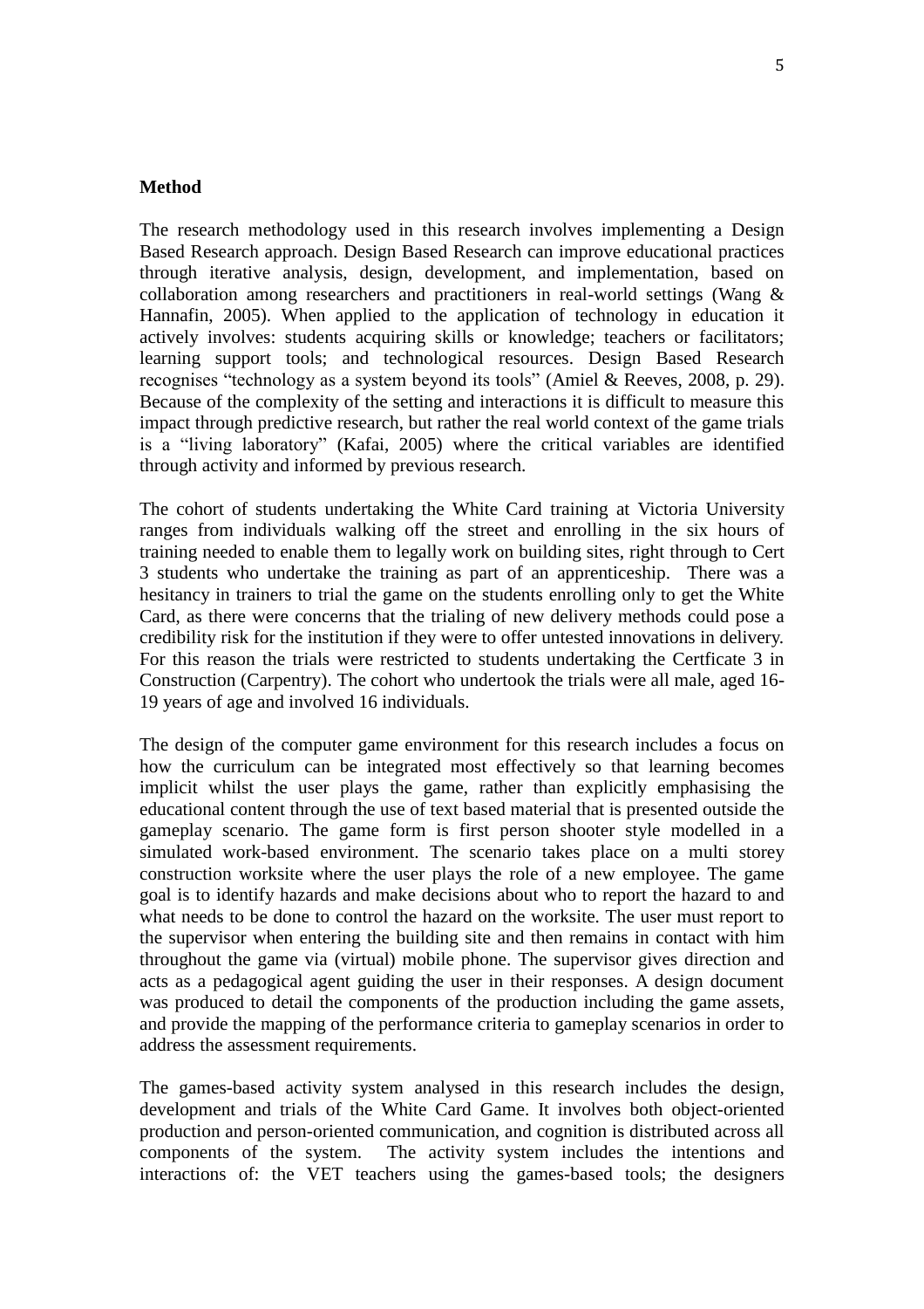**Method**

The research methodology used in this research involves implementing a Design Based Research approach. Design Based Research can improve educational practices through iterative analysis, design, development, and implementation, based on collaboration among researchers and practitioners in real-world settings (Wang & Hannafin, 2005). When applied to the application of technology in education it actively involves: students acquiring skills or knowledge; teachers or facilitators; learning support tools; and technological resources. Design Based Research recognises "technology as a system beyond its tools" (Amiel & Reeves, 2008, p. 29). Because of the complexity of the setting and interactions it is difficult to measure this impact through predictive research, but rather the real world context of the game trials is a "living laboratory" (Kafai, 2005) where the critical variables are identified through activity and informed by previous research.

The cohort of students undertaking the White Card training at Victoria University ranges from individuals walking off the street and enrolling in the six hours of training needed to enable them to legally work on building sites, right through to Cert 3 students who undertake the training as part of an apprenticeship. There was a hesitancy in trainers to trial the game on the students enrolling only to get the White Card, as there were concerns that the trialing of new delivery methods could pose a credibility risk for the institution if they were to offer untested innovations in delivery. For this reason the trials were restricted to students undertaking the Certficate 3 in Construction (Carpentry). The cohort who undertook the trials were all male, aged 16-19 years of age and involved 16 individuals.

The design of the computer game environment for this research includes a focus on how the curriculum can be integrated most effectively so that learning becomes implicit whilst the user plays the game, rather than explicitly emphasising the educational content through the use of text based material that is presented outside the gameplay scenario. The game form is first person shooter style modelled in a simulated work-based environment. The scenario takes place on a multi storey construction worksite where the user plays the role of a new employee. The game goal is to identify hazards and make decisions about who to report the hazard to and what needs to be done to control the hazard on the worksite. The user must report to the supervisor when entering the building site and then remains in contact with him throughout the game via (virtual) mobile phone. The supervisor gives direction and acts as a pedagogical agent guiding the user in their responses. A design document was produced to detail the components of the production including the game assets, and provide the mapping of the performance criteria to gameplay scenarios in order to address the assessment requirements.

The games-based activity system analysed in this research includes the design, development and trials of the White Card Game. It involves both object-oriented production and person-oriented communication, and cognition is distributed across all components of the system. The activity system includes the intentions and interactions of: the VET teachers using the games-based tools; the designers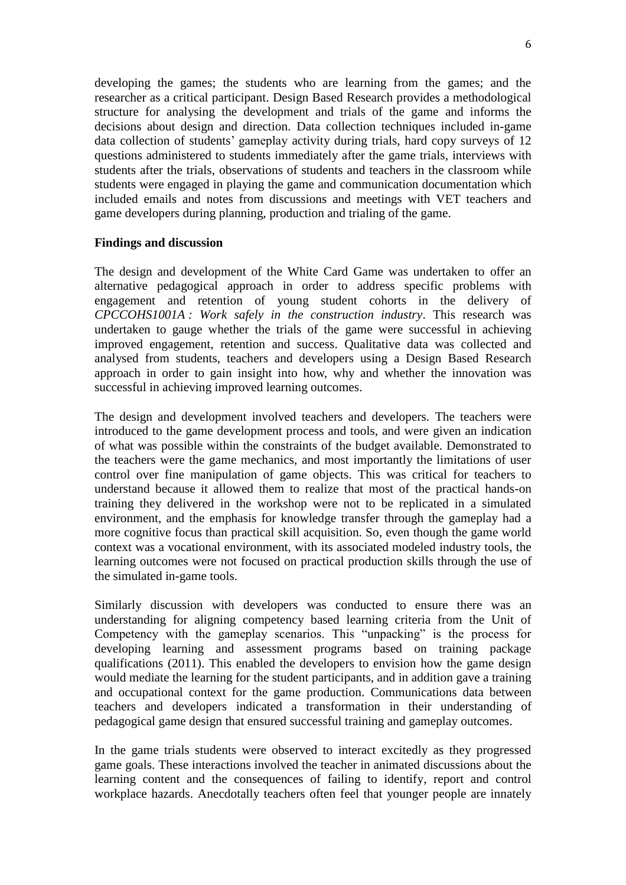developing the games; the students who are learning from the games; and the researcher as a critical participant. Design Based Research provides a methodological structure for analysing the development and trials of the game and informs the decisions about design and direction. Data collection techniques included in-game data collection of students' gameplay activity during trials, hard copy surveys of 12 questions administered to students immediately after the game trials, interviews with students after the trials, observations of students and teachers in the classroom while students were engaged in playing the game and communication documentation which included emails and notes from discussions and meetings with VET teachers and game developers during planning, production and trialing of the game.

**Findings and discussion**

The design and development of the White Card Game was undertaken to offer an alternative pedagogical approach in order to address specific problems with engagement and retention of young student cohorts in the delivery of *CPCCOHS1001A : Work safely in the construction industry*. This research was undertaken to gauge whether the trials of the game were successful in achieving improved engagement, retention and success. Qualitative data was collected and analysed from students, teachers and developers using a Design Based Research approach in order to gain insight into how, why and whether the innovation was successful in achieving improved learning outcomes.

The design and development involved teachers and developers. The teachers were introduced to the game development process and tools, and were given an indication of what was possible within the constraints of the budget available. Demonstrated to the teachers were the game mechanics, and most importantly the limitations of user control over fine manipulation of game objects. This was critical for teachers to understand because it allowed them to realize that most of the practical hands-on training they delivered in the workshop were not to be replicated in a simulated environment, and the emphasis for knowledge transfer through the gameplay had a more cognitive focus than practical skill acquisition. So, even though the game world context was a vocational environment, with its associated modeled industry tools, the learning outcomes were not focused on practical production skills through the use of the simulated in-game tools.

Similarly discussion with developers was conducted to ensure there was an understanding for aligning competency based learning criteria from the Unit of Competency with the gameplay scenarios. This "unpacking" is the process for developing learning and assessment programs based on training package qualifications (2011). This enabled the developers to envision how the game design would mediate the learning for the student participants, and in addition gave a training and occupational context for the game production. Communications data between teachers and developers indicated a transformation in their understanding of pedagogical game design that ensured successful training and gameplay outcomes.

In the game trials students were observed to interact excitedly as they progressed game goals. These interactions involved the teacher in animated discussions about the learning content and the consequences of failing to identify, report and control workplace hazards. Anecdotally teachers often feel that younger people are innately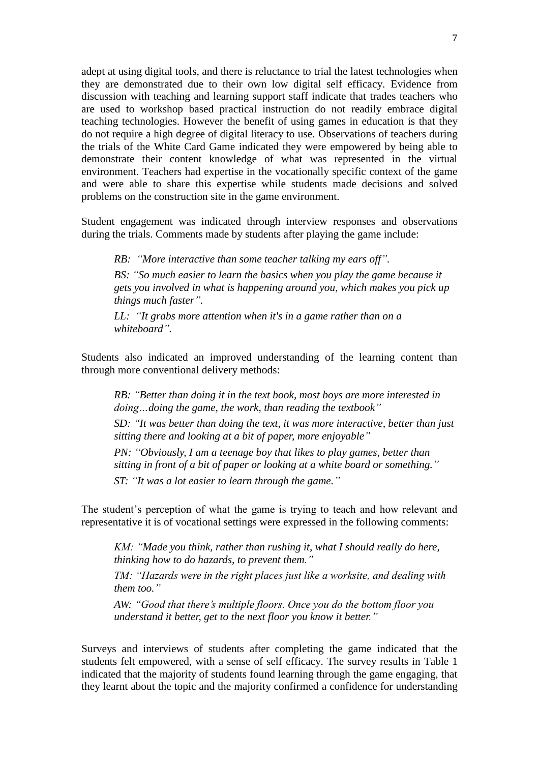adept at using digital tools, and there is reluctance to trial the latest technologies when they are demonstrated due to their own low digital self efficacy. Evidence from discussion with teaching and learning support staff indicate that trades teachers who are used to workshop based practical instruction do not readily embrace digital teaching technologies. However the benefit of using games in education is that they do not require a high degree of digital literacy to use. Observations of teachers during the trials of the White Card Game indicated they were empowered by being able to demonstrate their content knowledge of what was represented in the virtual environment. Teachers had expertise in the vocationally specific context of the game and were able to share this expertise while students made decisions and solved problems on the construction site in the game environment.

Student engagement was indicated through interview responses and observations during the trials. Comments made by students after playing the game include:

> *RB: "More interactive than some teacher talking my ears off".*
>
> *BS: "So much easier to learn the basics when you play the game because it gets you involved in what is happening around you, which makes you pick up things much faster".*
>
> *LL: "It grabs more attention when it's in a game rather than on a whiteboard".*

Students also indicated an improved understanding of the learning content than through more conventional delivery methods:

> *RB: "Better than doing it in the text book, most boys are more interested in doing…doing the game, the work, than reading the textbook"*
>
> *SD: "It was better than doing the text, it was more interactive, better than just sitting there and looking at a bit of paper, more enjoyable"*
>
> *PN: "Obviously, I am a teenage boy that likes to play games, better than sitting in front of a bit of paper or looking at a white board or something."*
>
> *ST: "It was a lot easier to learn through the game."*

The student's perception of what the game is trying to teach and how relevant and representative it is of vocational settings were expressed in the following comments:

> *KM: "Made you think, rather than rushing it, what I should really do here, thinking how to do hazards, to prevent them."*
>
> *TM: "Hazards were in the right places just like a worksite, and dealing with them too."*
>
> *AW: "Good that there's multiple floors. Once you do the bottom floor you understand it better, get to the next floor you know it better."*

Surveys and interviews of students after completing the game indicated that the students felt empowered, with a sense of self efficacy. The survey results in Table 1 indicated that the majority of students found learning through the game engaging, that they learnt about the topic and the majority confirmed a confidence for understanding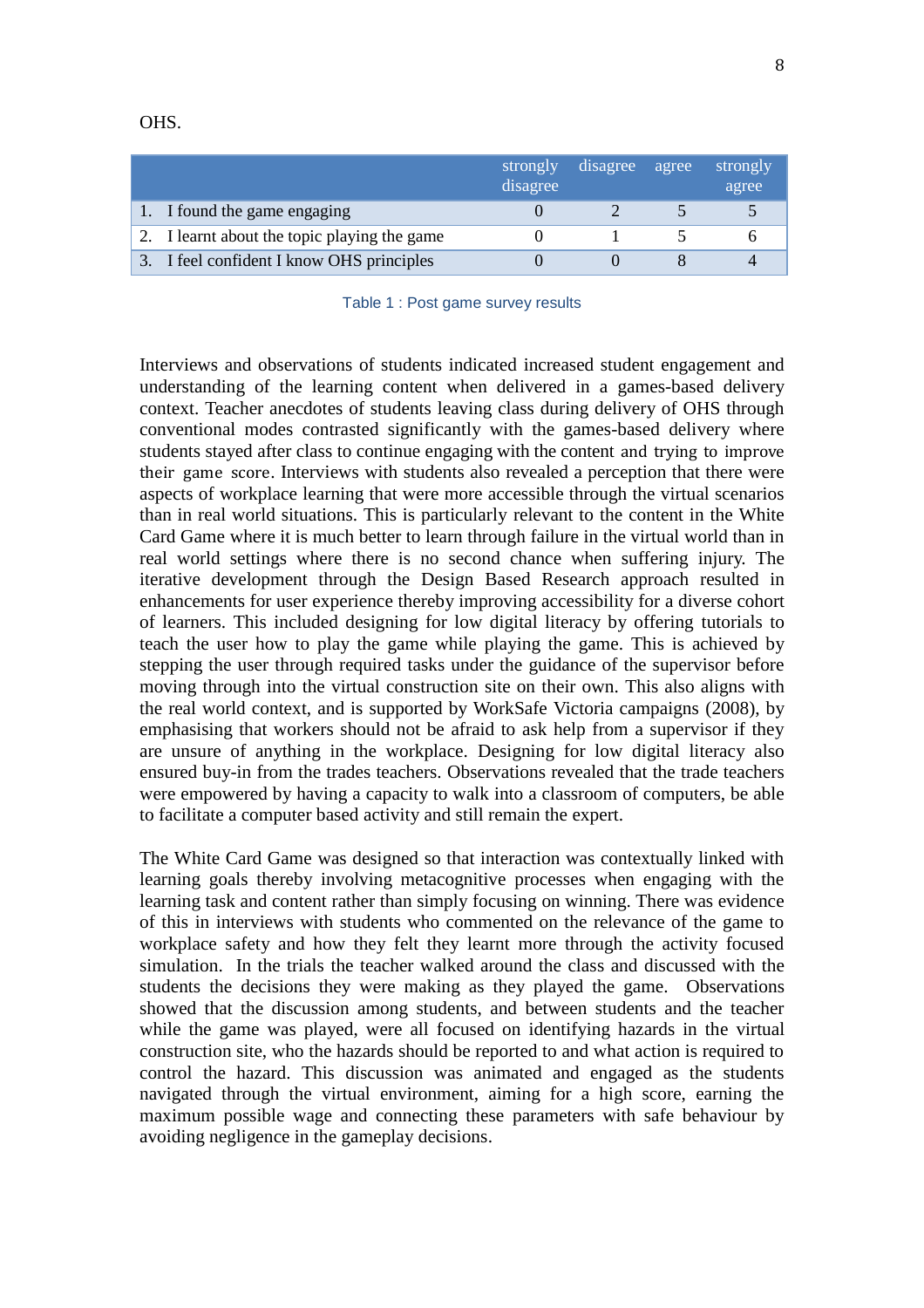OHS.

| | strongly disagree | disagree | agree | strongly agree |
|---|---|---|---|---|
| 1. I found the game engaging | 0 | 2 | 5 | 5 |
| 2. I learnt about the topic playing the game | 0 | 1 | 5 | 6 |
| 3. I feel confident I know OHS principles | 0 | 0 | 8 | 4 |

Table 1 : Post game survey results

Interviews and observations of students indicated increased student engagement and understanding of the learning content when delivered in a games-based delivery context. Teacher anecdotes of students leaving class during delivery of OHS through conventional modes contrasted significantly with the games-based delivery where students stayed after class to continue engaging with the content and trying to improve their game score. Interviews with students also revealed a perception that there were aspects of workplace learning that were more accessible through the virtual scenarios than in real world situations. This is particularly relevant to the content in the White Card Game where it is much better to learn through failure in the virtual world than in real world settings where there is no second chance when suffering injury. The iterative development through the Design Based Research approach resulted in enhancements for user experience thereby improving accessibility for a diverse cohort of learners. This included designing for low digital literacy by offering tutorials to teach the user how to play the game while playing the game. This is achieved by stepping the user through required tasks under the guidance of the supervisor before moving through into the virtual construction site on their own. This also aligns with the real world context, and is supported by WorkSafe Victoria campaigns (2008), by emphasising that workers should not be afraid to ask help from a supervisor if they are unsure of anything in the workplace. Designing for low digital literacy also ensured buy-in from the trades teachers. Observations revealed that the trade teachers were empowered by having a capacity to walk into a classroom of computers, be able to facilitate a computer based activity and still remain the expert.

The White Card Game was designed so that interaction was contextually linked with learning goals thereby involving metacognitive processes when engaging with the learning task and content rather than simply focusing on winning. There was evidence of this in interviews with students who commented on the relevance of the game to workplace safety and how they felt they learnt more through the activity focused simulation. In the trials the teacher walked around the class and discussed with the students the decisions they were making as they played the game. Observations showed that the discussion among students, and between students and the teacher while the game was played, were all focused on identifying hazards in the virtual construction site, who the hazards should be reported to and what action is required to control the hazard. This discussion was animated and engaged as the students navigated through the virtual environment, aiming for a high score, earning the maximum possible wage and connecting these parameters with safe behaviour by avoiding negligence in the gameplay decisions.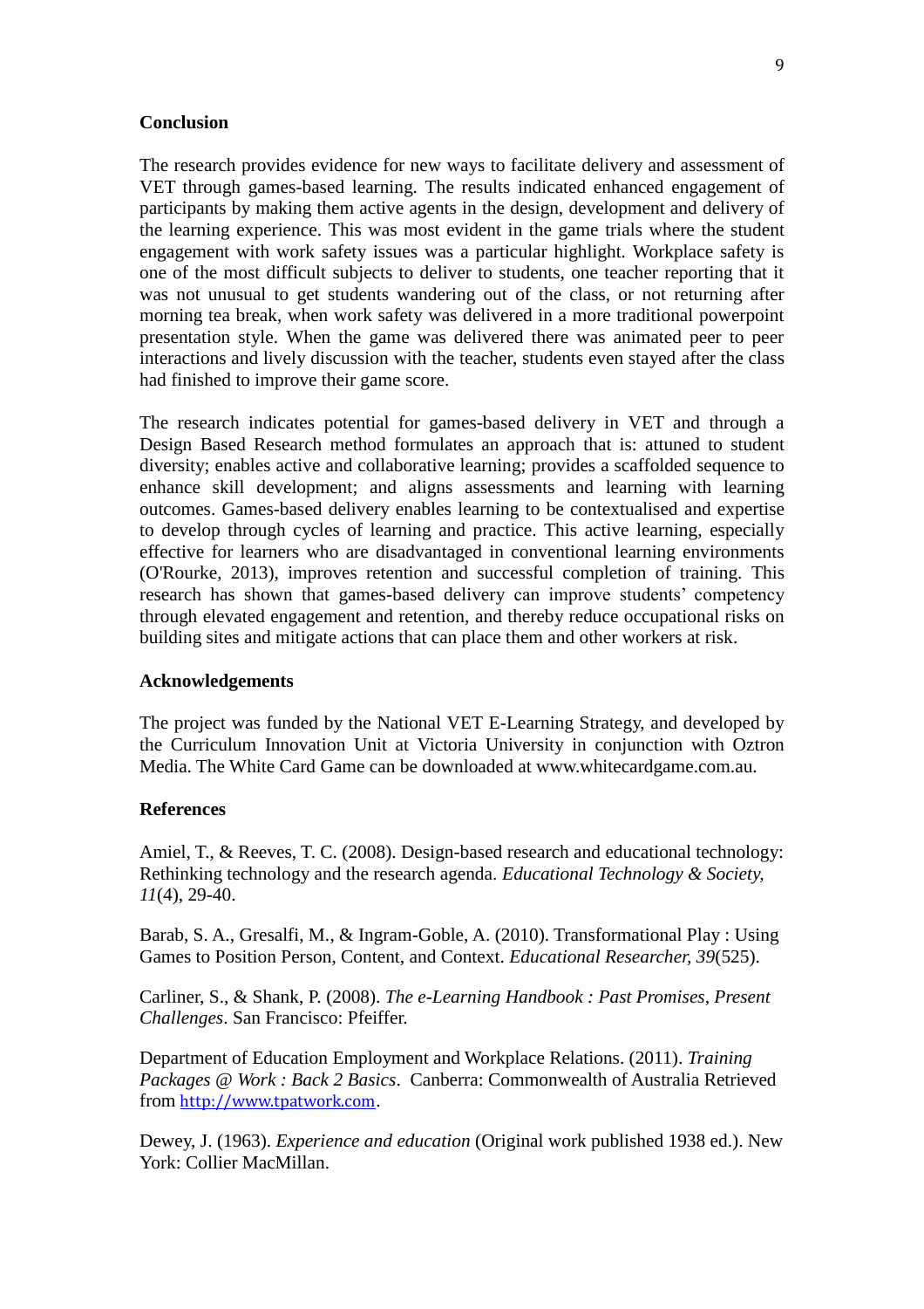**Conclusion**

The research provides evidence for new ways to facilitate delivery and assessment of VET through games-based learning. The results indicated enhanced engagement of participants by making them active agents in the design, development and delivery of the learning experience. This was most evident in the game trials where the student engagement with work safety issues was a particular highlight. Workplace safety is one of the most difficult subjects to deliver to students, one teacher reporting that it was not unusual to get students wandering out of the class, or not returning after morning tea break, when work safety was delivered in a more traditional powerpoint presentation style. When the game was delivered there was animated peer to peer interactions and lively discussion with the teacher, students even stayed after the class had finished to improve their game score.

The research indicates potential for games-based delivery in VET and through a Design Based Research method formulates an approach that is: attuned to student diversity; enables active and collaborative learning; provides a scaffolded sequence to enhance skill development; and aligns assessments and learning with learning outcomes. Games-based delivery enables learning to be contextualised and expertise to develop through cycles of learning and practice. This active learning, especially effective for learners who are disadvantaged in conventional learning environments (O'Rourke, 2013), improves retention and successful completion of training. This research has shown that games-based delivery can improve students' competency through elevated engagement and retention, and thereby reduce occupational risks on building sites and mitigate actions that can place them and other workers at risk.

**Acknowledgements**

The project was funded by the National VET E-Learning Strategy, and developed by the Curriculum Innovation Unit at Victoria University in conjunction with Oztron Media. The White Card Game can be downloaded at www.whitecardgame.com.au.

**References**

Amiel, T., & Reeves, T. C. (2008). Design-based research and educational technology: Rethinking technology and the research agenda. *Educational Technology & Society, 11*(4), 29-40.

Barab, S. A., Gresalfi, M., & Ingram-Goble, A. (2010). Transformational Play : Using Games to Position Person, Content, and Context. *Educational Researcher, 39*(525).

Carliner, S., & Shank, P. (2008). *The e-Learning Handbook : Past Promises, Present Challenges*. San Francisco: Pfeiffer.

Department of Education Employment and Workplace Relations. (2011). *Training Packages @ Work : Back 2 Basics*. Canberra: Commonwealth of Australia Retrieved from http://www.tpatwork.com.

Dewey, J. (1963). *Experience and education* (Original work published 1938 ed.). New York: Collier MacMillan.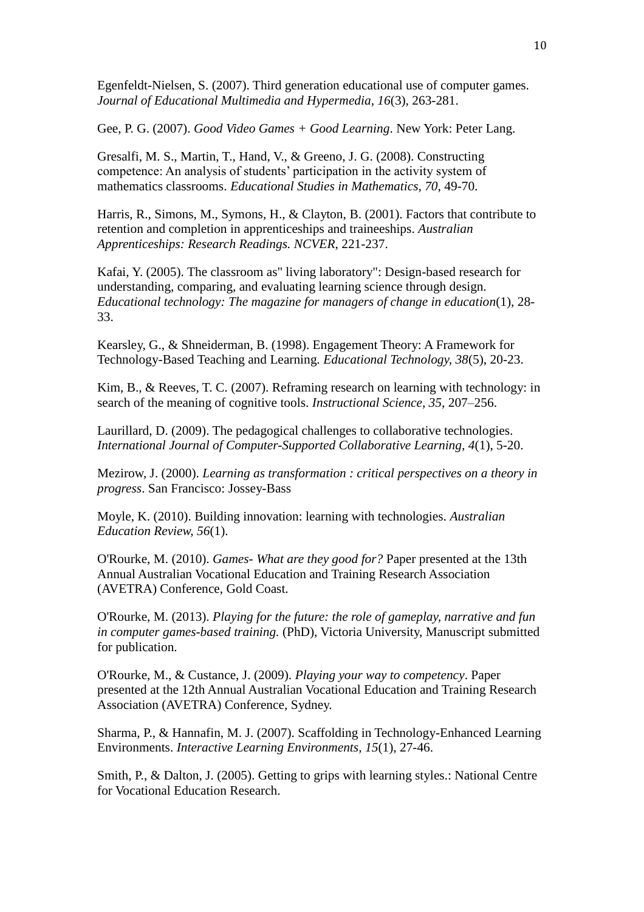Egenfeldt-Nielsen, S. (2007). Third generation educational use of computer games. *Journal of Educational Multimedia and Hypermedia, 16*(3), 263-281.

Gee, P. G. (2007). *Good Video Games + Good Learning*. New York: Peter Lang.

Gresalfi, M. S., Martin, T., Hand, V., & Greeno, J. G. (2008). Constructing competence: An analysis of students' participation in the activity system of mathematics classrooms. *Educational Studies in Mathematics, 70*, 49-70.

Harris, R., Simons, M., Symons, H., & Clayton, B. (2001). Factors that contribute to retention and completion in apprenticeships and traineeships. *Australian Apprenticeships: Research Readings. NCVER*, 221-237.

Kafai, Y. (2005). The classroom as" living laboratory": Design-based research for understanding, comparing, and evaluating learning science through design. *Educational technology: The magazine for managers of change in education*(1), 28-33.

Kearsley, G., & Shneiderman, B. (1998). Engagement Theory: A Framework for Technology-Based Teaching and Learning. *Educational Technology, 38*(5), 20-23.

Kim, B., & Reeves, T. C. (2007). Reframing research on learning with technology: in search of the meaning of cognitive tools. *Instructional Science, 35*, 207–256.

Laurillard, D. (2009). The pedagogical challenges to collaborative technologies. *International Journal of Computer-Supported Collaborative Learning, 4*(1), 5-20.

Mezirow, J. (2000). *Learning as transformation : critical perspectives on a theory in progress*. San Francisco: Jossey-Bass

Moyle, K. (2010). Building innovation: learning with technologies. *Australian Education Review, 56*(1).

O'Rourke, M. (2010). *Games- What are they good for?* Paper presented at the 13th Annual Australian Vocational Education and Training Research Association (AVETRA) Conference, Gold Coast.

O'Rourke, M. (2013). *Playing for the future: the role of gameplay, narrative and fun in computer games-based training.* (PhD), Victoria University, Manuscript submitted for publication.

O'Rourke, M., & Custance, J. (2009). *Playing your way to competency*. Paper presented at the 12th Annual Australian Vocational Education and Training Research Association (AVETRA) Conference, Sydney.

Sharma, P., & Hannafin, M. J. (2007). Scaffolding in Technology-Enhanced Learning Environments. *Interactive Learning Environments, 15*(1), 27-46.

Smith, P., & Dalton, J. (2005). Getting to grips with learning styles.: National Centre for Vocational Education Research.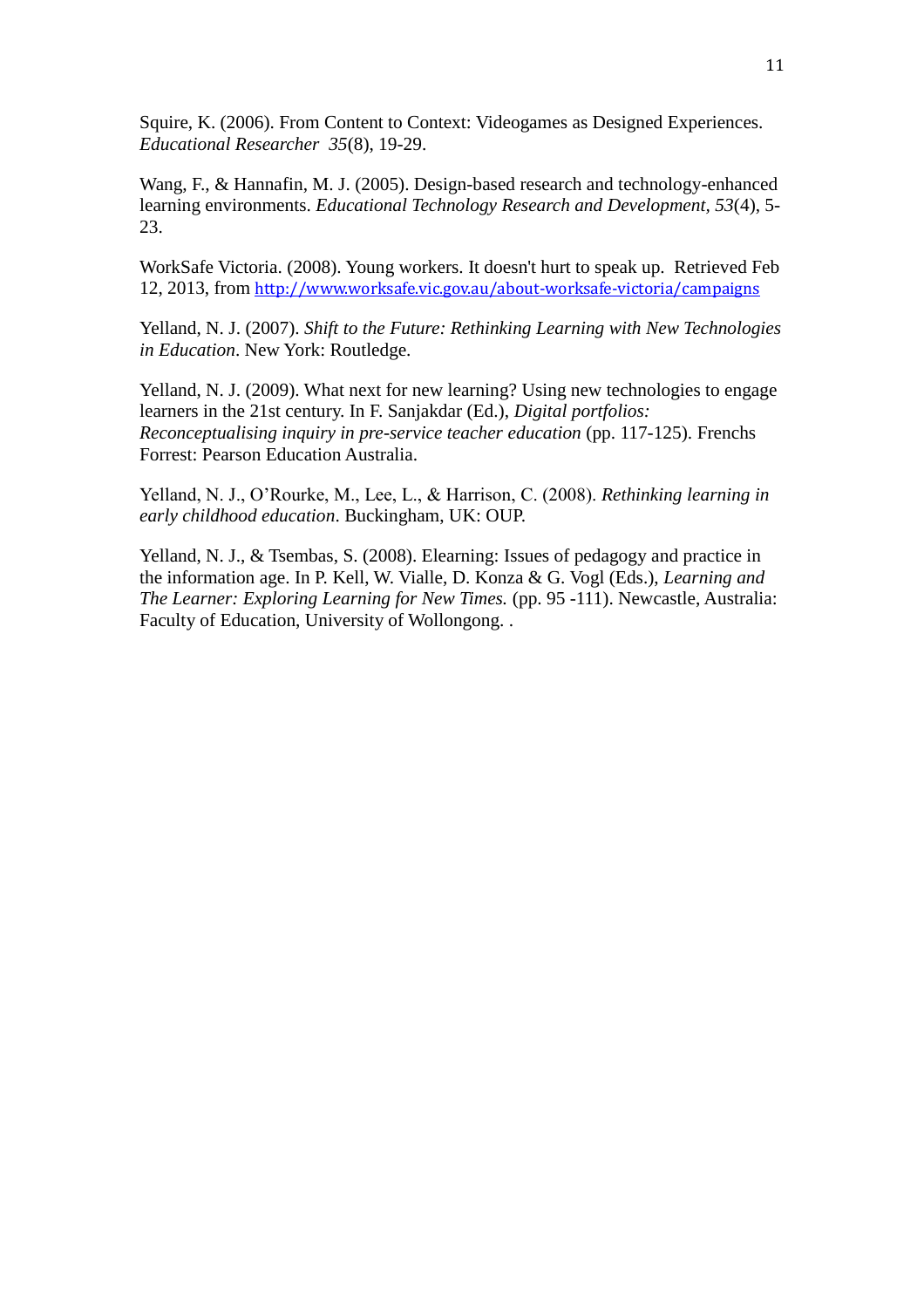Squire, K. (2006). From Content to Context: Videogames as Designed Experiences. *Educational Researcher 35*(8), 19-29.

Wang, F., & Hannafin, M. J. (2005). Design-based research and technology-enhanced learning environments. *Educational Technology Research and Development, 53*(4), 5-23.

WorkSafe Victoria. (2008). Young workers. It doesn't hurt to speak up. Retrieved Feb 12, 2013, from http://www.worksafe.vic.gov.au/about-worksafe-victoria/campaigns

Yelland, N. J. (2007). *Shift to the Future: Rethinking Learning with New Technologies in Education*. New York: Routledge.

Yelland, N. J. (2009). What next for new learning? Using new technologies to engage learners in the 21st century. In F. Sanjakdar (Ed.), *Digital portfolios: Reconceptualising inquiry in pre-service teacher education* (pp. 117-125). Frenchs Forrest: Pearson Education Australia.

Yelland, N. J., O'Rourke, M., Lee, L., & Harrison, C. (2008). *Rethinking learning in early childhood education*. Buckingham, UK: OUP.

Yelland, N. J., & Tsembas, S. (2008). Elearning: Issues of pedagogy and practice in the information age. In P. Kell, W. Vialle, D. Konza & G. Vogl (Eds.), *Learning and The Learner: Exploring Learning for New Times.* (pp. 95 -111). Newcastle, Australia: Faculty of Education, University of Wollongong. .